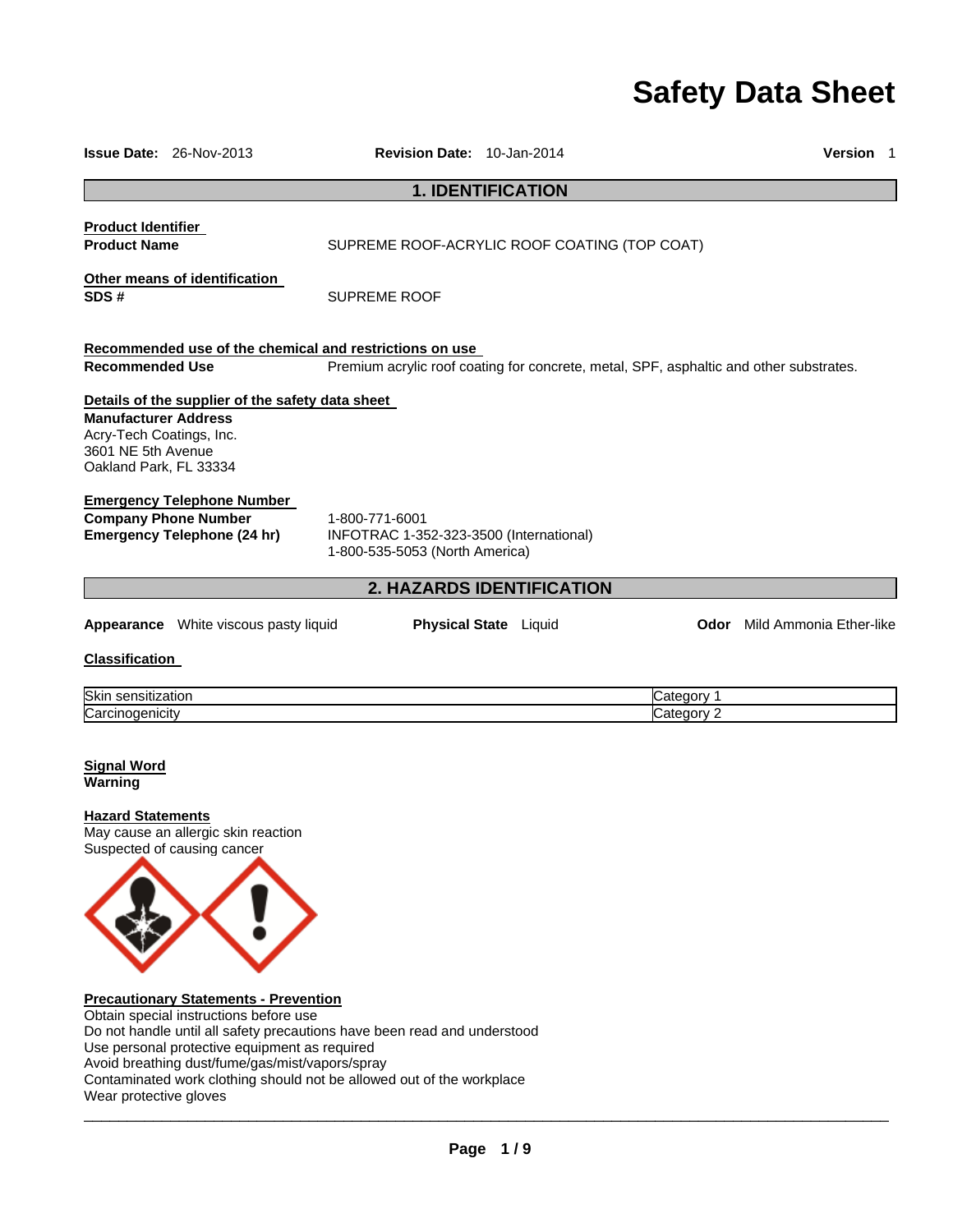# Safety Data Sheet

**Issue Date:** 26-Nov-2013 **Revision Date:** 10-Jan-2014 **Version** 1

## 1. IDENTIFICATION

**Product Identifier**

**Product Name** SUPREME ROOF-ACRYLIC ROOF COATING (TOP COAT)

**Other means of identification**

**SDS #** SUPREME ROOF

**Recommended use of the chemical and restrictions on use**

**Recommended Use** Premium acrylic roof coating for concrete, metal, SPF, asphaltic and other substrates.

**Details of the supplier of the safety data sheet**

**Manufacturer Address**
Acry-Tech Coatings, Inc.
3601 NE 5th Avenue
Oakland Park, FL 33334

**Emergency Telephone Number**

**Company Phone Number** 1-800-771-6001

**Emergency Telephone (24 hr)** INFOTRAC 1-352-323-3500 (International)
1-800-535-5053 (North America)

## 2. HAZARDS IDENTIFICATION

**Appearance** White viscous pasty liquid **Physical State** Liquid **Odor** Mild Ammonia Ether-like

**Classification**

| | |
|---|---|
| Skin sensitization | Category 1 |
| Carcinogenicity | Category 2 |

**Signal Word**
**Warning**

**Hazard Statements**
May cause an allergic skin reaction
Suspected of causing cancer

**Precautionary Statements - Prevention**
Obtain special instructions before use
Do not handle until all safety precautions have been read and understood
Use personal protective equipment as required
Avoid breathing dust/fume/gas/mist/vapors/spray
Contaminated work clothing should not be allowed out of the workplace
Wear protective gloves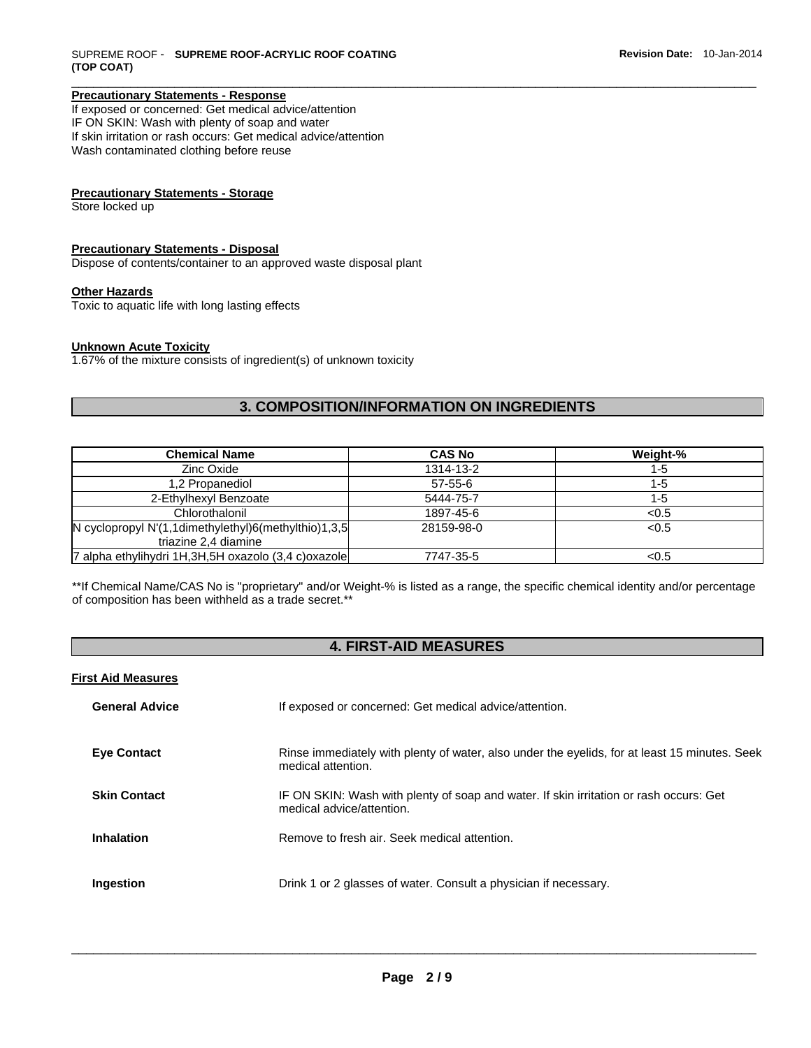**Precautionary Statements - Response**

If exposed or concerned: Get medical advice/attention
IF ON SKIN: Wash with plenty of soap and water
If skin irritation or rash occurs: Get medical advice/attention
Wash contaminated clothing before reuse

**Precautionary Statements - Storage**

Store locked up

**Precautionary Statements - Disposal**

Dispose of contents/container to an approved waste disposal plant

**Other Hazards**

Toxic to aquatic life with long lasting effects

**Unknown Acute Toxicity**

1.67% of the mixture consists of ingredient(s) of unknown toxicity

## 3. COMPOSITION/INFORMATION ON INGREDIENTS

| Chemical Name | CAS No | Weight-% |
|---|---|---|
| Zinc Oxide | 1314-13-2 | 1-5 |
| 1,2 Propanediol | 57-55-6 | 1-5 |
| 2-Ethylhexyl Benzoate | 5444-75-7 | 1-5 |
| Chlorothalonil | 1897-45-6 | <0.5 |
| N cyclopropyl N'(1,1dimethylethyl)6(methylthio)1,3,5 triazine 2,4 diamine | 28159-98-0 | <0.5 |
| 7 alpha ethylihydri 1H,3H,5H oxazolo (3,4 c)oxazole | 7747-35-5 | <0.5 |

**If Chemical Name/CAS No is "proprietary" and/or Weight-% is listed as a range, the specific chemical identity and/or percentage of composition has been withheld as a trade secret.**

## 4. FIRST-AID MEASURES

**First Aid Measures**

**General Advice** If exposed or concerned: Get medical advice/attention.

**Eye Contact** Rinse immediately with plenty of water, also under the eyelids, for at least 15 minutes. Seek medical attention.

**Skin Contact** IF ON SKIN: Wash with plenty of soap and water. If skin irritation or rash occurs: Get medical advice/attention.

**Inhalation** Remove to fresh air. Seek medical attention.

**Ingestion** Drink 1 or 2 glasses of water. Consult a physician if necessary.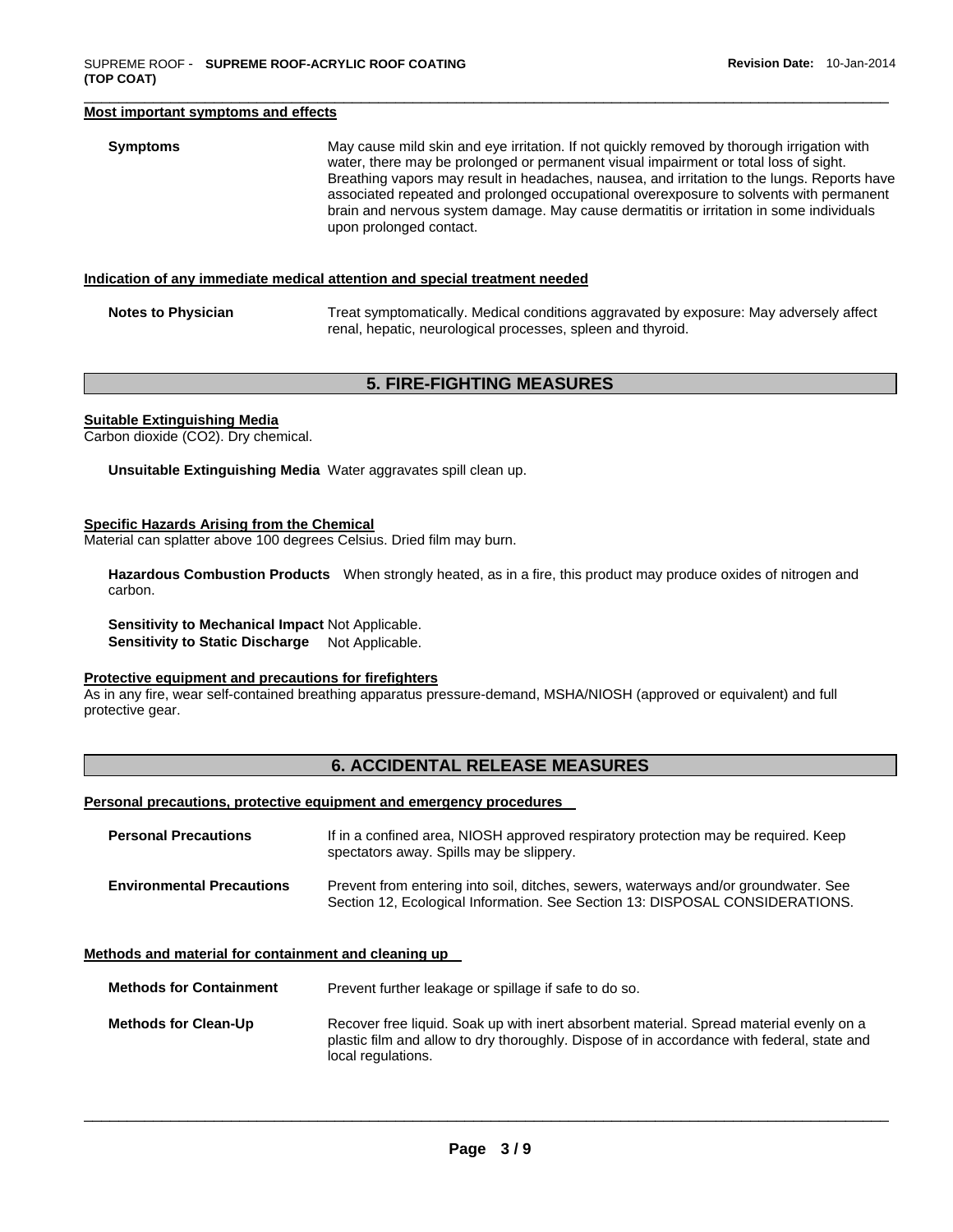### Most important symptoms and effects

**Symptoms** May cause mild skin and eye irritation. If not quickly removed by thorough irrigation with water, there may be prolonged or permanent visual impairment or total loss of sight. Breathing vapors may result in headaches, nausea, and irritation to the lungs. Reports have associated repeated and prolonged occupational overexposure to solvents with permanent brain and nervous system damage. May cause dermatitis or irritation in some individuals upon prolonged contact.

### Indication of any immediate medical attention and special treatment needed

**Notes to Physician** Treat symptomatically. Medical conditions aggravated by exposure: May adversely affect renal, hepatic, neurological processes, spleen and thyroid.

## 5. FIRE-FIGHTING MEASURES

### Suitable Extinguishing Media

Carbon dioxide ($CO_2$). Dry chemical.

**Unsuitable Extinguishing Media** Water aggravates spill clean up.

### Specific Hazards Arising from the Chemical

Material can splatter above 100 degrees Celsius. Dried film may burn.

**Hazardous Combustion Products** When strongly heated, as in a fire, this product may produce oxides of nitrogen and carbon.

**Sensitivity to Mechanical Impact** Not Applicable.
**Sensitivity to Static Discharge** Not Applicable.

### Protective equipment and precautions for firefighters

As in any fire, wear self-contained breathing apparatus pressure-demand, MSHA/NIOSH (approved or equivalent) and full protective gear.

## 6. ACCIDENTAL RELEASE MEASURES

### Personal precautions, protective equipment and emergency procedures

**Personal Precautions** If in a confined area, NIOSH approved respiratory protection may be required. Keep spectators away. Spills may be slippery.

**Environmental Precautions** Prevent from entering into soil, ditches, sewers, waterways and/or groundwater. See Section 12, Ecological Information. See Section 13: DISPOSAL CONSIDERATIONS.

### Methods and material for containment and cleaning up

**Methods for Containment** Prevent further leakage or spillage if safe to do so.

**Methods for Clean-Up** Recover free liquid. Soak up with inert absorbent material. Spread material evenly on a plastic film and allow to dry thoroughly. Dispose of in accordance with federal, state and local regulations.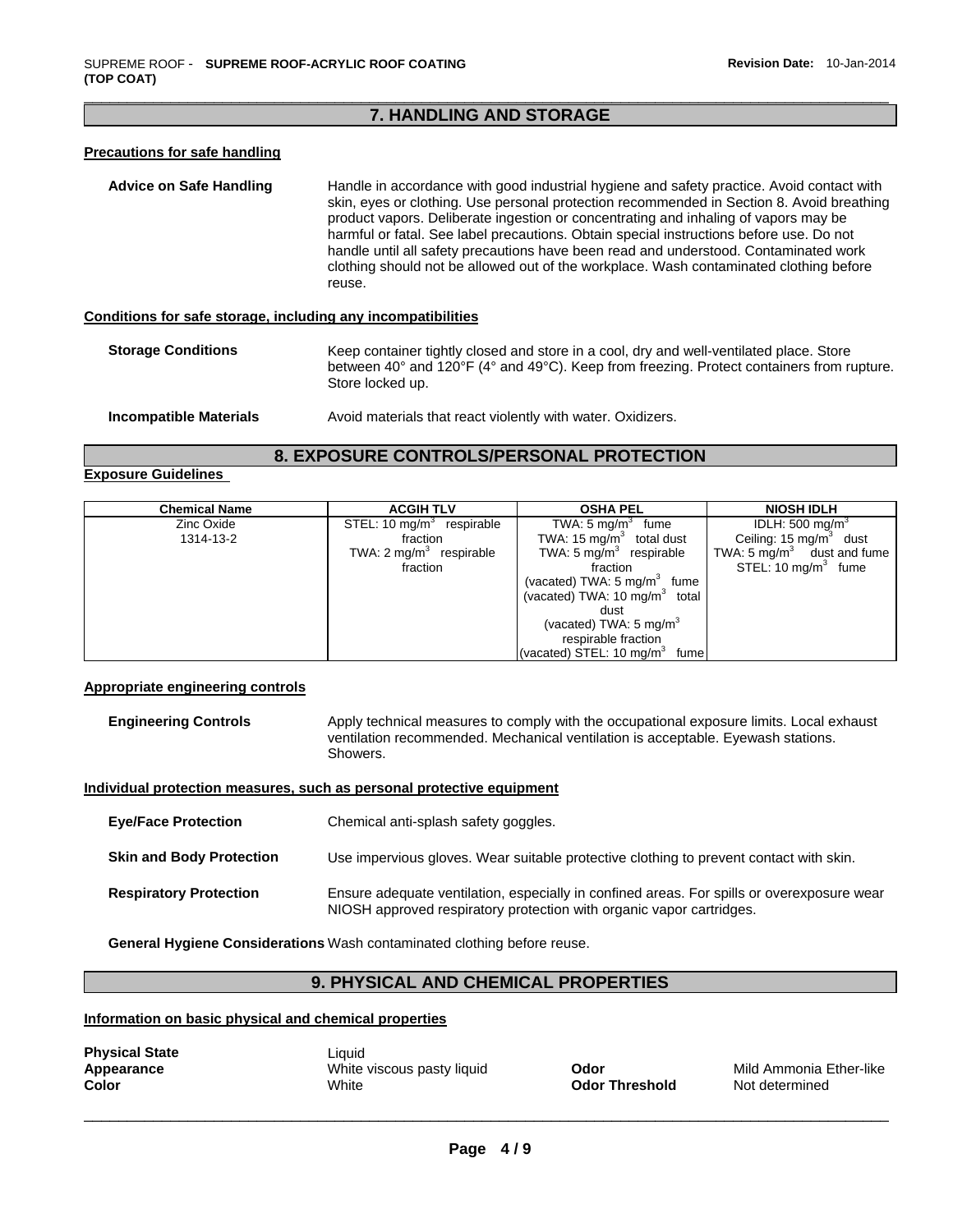## 7. HANDLING AND STORAGE

### Precautions for safe handling

**Advice on Safe Handling** Handle in accordance with good industrial hygiene and safety practice. Avoid contact with skin, eyes or clothing. Use personal protection recommended in Section 8. Avoid breathing product vapors. Deliberate ingestion or concentrating and inhaling of vapors may be harmful or fatal. See label precautions. Obtain special instructions before use. Do not handle until all safety precautions have been read and understood. Contaminated work clothing should not be allowed out of the workplace. Wash contaminated clothing before reuse.

### Conditions for safe storage, including any incompatibilities

**Storage Conditions** Keep container tightly closed and store in a cool, dry and well-ventilated place. Store between 40° and 120°F (4° and 49°C). Keep from freezing. Protect containers from rupture. Store locked up.

**Incompatible Materials** Avoid materials that react violently with water. Oxidizers.

## 8. EXPOSURE CONTROLS/PERSONAL PROTECTION

### Exposure Guidelines

| Chemical Name | ACGIH TLV | OSHA PEL | NIOSH IDLH |
|---|---|---|---|
| Zinc Oxide<br>1314-13-2 | STEL: 10 mg/m$^3$ respirable fraction<br>TWA: 2 mg/m$^3$ respirable fraction | TWA: 5 mg/m$^3$ fume<br>TWA: 15 mg/m$^3$ total dust<br>TWA: 5 mg/m$^3$ respirable fraction<br>(vacated) TWA: 5 mg/m$^3$ fume<br>(vacated) TWA: 10 mg/m$^3$ total dust<br>(vacated) TWA: 5 mg/m$^3$ respirable fraction<br>(vacated) STEL: 10 mg/m$^3$ fume | IDLH: 500 mg/m$^3$<br>Ceiling: 15 mg/m$^3$ dust<br>TWA: 5 mg/m$^3$ dust and fume<br>STEL: 10 mg/m$^3$ fume |

### Appropriate engineering controls

**Engineering Controls** Apply technical measures to comply with the occupational exposure limits. Local exhaust ventilation recommended. Mechanical ventilation is acceptable. Eyewash stations. Showers.

### Individual protection measures, such as personal protective equipment

**Eye/Face Protection** Chemical anti-splash safety goggles.

**Skin and Body Protection** Use impervious gloves. Wear suitable protective clothing to prevent contact with skin.

**Respiratory Protection** Ensure adequate ventilation, especially in confined areas. For spills or overexposure wear NIOSH approved respiratory protection with organic vapor cartridges.

**General Hygiene Considerations** Wash contaminated clothing before reuse.

## 9. PHYSICAL AND CHEMICAL PROPERTIES

### Information on basic physical and chemical properties

**Physical State** Liquid
**Appearance** White viscous pasty liquid
**Color** White
**Odor** Mild Ammonia Ether-like
**Odor Threshold** Not determined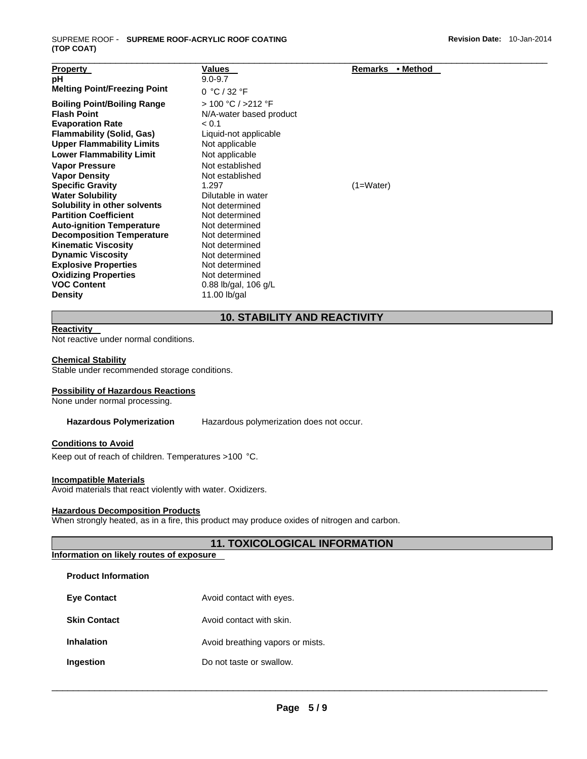| Property | Values | Remarks • Method |
|---|---|---|
| pH | 9.0-9.7 | |
| Melting Point/Freezing Point | 0 °C / 32 °F | |
| Boiling Point/Boiling Range | > 100 °C / >212 °F | |
| Flash Point | N/A-water based product | |
| Evaporation Rate | < 0.1 | |
| Flammability (Solid, Gas) | Liquid-not applicable | |
| Upper Flammability Limits | Not applicable | |
| Lower Flammability Limit | Not applicable | |
| Vapor Pressure | Not established | |
| Vapor Density | Not established | |
| Specific Gravity | 1.297 | (1=Water) |
| Water Solubility | Dilutable in water | |
| Solubility in other solvents | Not determined | |
| Partition Coefficient | Not determined | |
| Auto-ignition Temperature | Not determined | |
| Decomposition Temperature | Not determined | |
| Kinematic Viscosity | Not determined | |
| Dynamic Viscosity | Not determined | |
| Explosive Properties | Not determined | |
| Oxidizing Properties | Not determined | |
| VOC Content | 0.88 lb/gal, 106 g/L | |
| Density | 11.00 lb/gal | |

## 10. STABILITY AND REACTIVITY

**Reactivity**
Not reactive under normal conditions.

**Chemical Stability**
Stable under recommended storage conditions.

**Possibility of Hazardous Reactions**
None under normal processing.

**Hazardous Polymerization** Hazardous polymerization does not occur.

**Conditions to Avoid**
Keep out of reach of children. Temperatures >100 °C.

**Incompatible Materials**
Avoid materials that react violently with water. Oxidizers.

**Hazardous Decomposition Products**
When strongly heated, as in a fire, this product may produce oxides of nitrogen and carbon.

## 11. TOXICOLOGICAL INFORMATION

**Information on likely routes of exposure**

**Product Information**

**Eye Contact** Avoid contact with eyes.

**Skin Contact** Avoid contact with skin.

**Inhalation** Avoid breathing vapors or mists.

**Ingestion** Do not taste or swallow.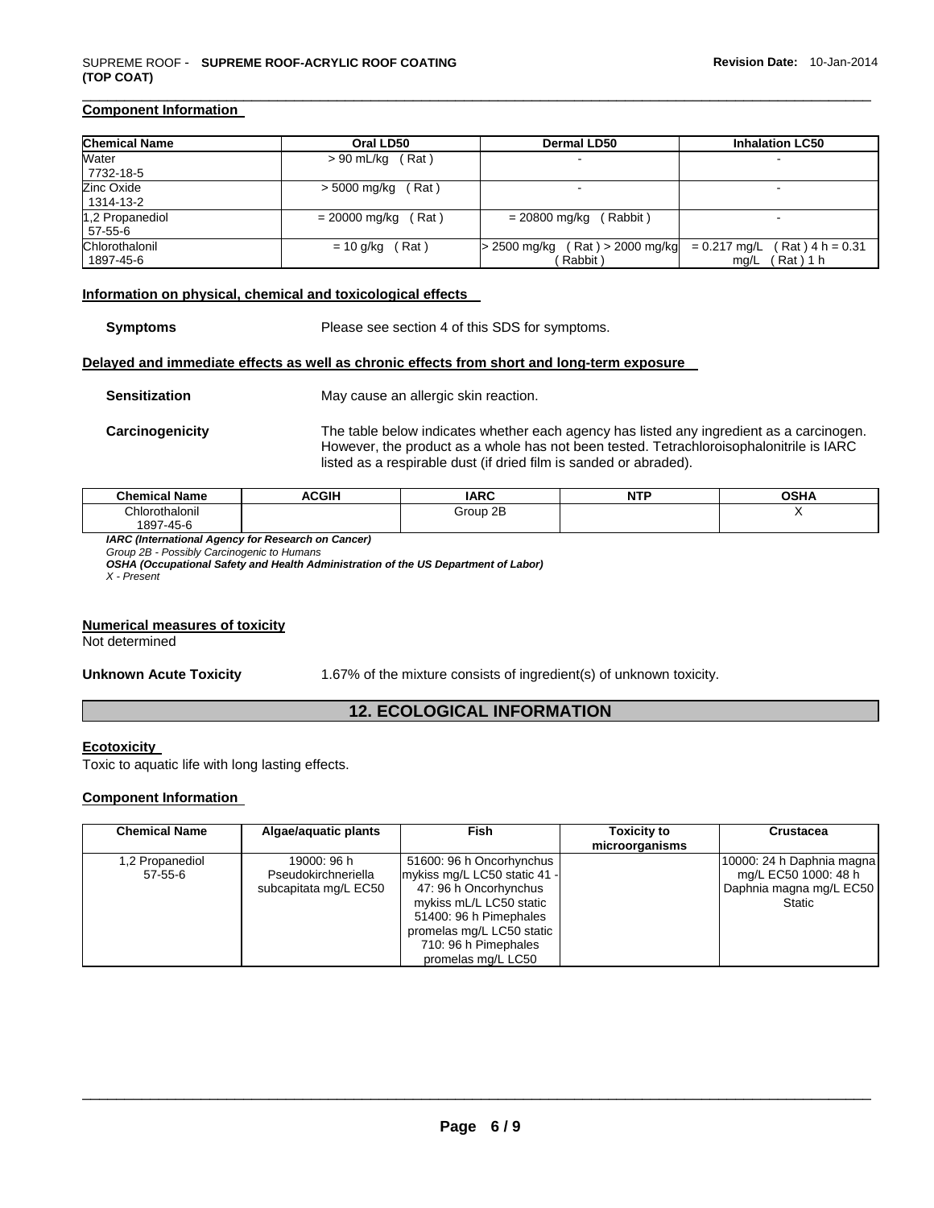### Component Information

| Chemical Name | Oral LD50 | Dermal LD50 | Inhalation LC50 |
|---|---|---|---|
| Water 7732-18-5 | > 90 mL/kg ( Rat ) | - | - |
| Zinc Oxide 1314-13-2 | > 5000 mg/kg ( Rat ) | - | - |
| 1,2 Propanediol 57-55-6 | = 20000 mg/kg ( Rat ) | = 20800 mg/kg ( Rabbit ) | - |
| Chlorothalonil 1897-45-6 | = 10 g/kg ( Rat ) | > 2500 mg/kg ( Rat ) > 2000 mg/kg ( Rabbit ) | = 0.217 mg/L ( Rat ) 4 h = 0.31 mg/L ( Rat ) 1 h |

### Information on physical, chemical and toxicological effects

**Symptoms** Please see section 4 of this SDS for symptoms.

### Delayed and immediate effects as well as chronic effects from short and long-term exposure

**Sensitization** May cause an allergic skin reaction.

**Carcinogenicity** The table below indicates whether each agency has listed any ingredient as a carcinogen. However, the product as a whole has not been tested. Tetrachloroisophalonitrile is IARC listed as a respirable dust (if dried film is sanded or abraded).

| Chemical Name | ACGIH | IARC | NTP | OSHA |
|---|---|---|---|---|
| Chlorothalonil 1897-45-6 | | Group 2B | | X |

***IARC (International Agency for Research on Cancer)***
*Group 2B - Possibly Carcinogenic to Humans*
***OSHA (Occupational Safety and Health Administration of the US Department of Labor)***
*X - Present*

### Numerical measures of toxicity

Not determined

**Unknown Acute Toxicity** 1.67% of the mixture consists of ingredient(s) of unknown toxicity.

## 12. ECOLOGICAL INFORMATION

### Ecotoxicity

Toxic to aquatic life with long lasting effects.

### Component Information

| Chemical Name | Algae/aquatic plants | Fish | Toxicity to microorganisms | Crustacea |
|---|---|---|---|---|
| 1,2 Propanediol 57-55-6 | 19000: 96 h Pseudokirchneriella subcapitata mg/L EC50 | 51600: 96 h Oncorhynchus mykiss mg/L LC50 static 41 - 47: 96 h Oncorhynchus mykiss mL/L LC50 static 51400: 96 h Pimephales promelas mg/L LC50 static 710: 96 h Pimephales promelas mg/L LC50 | | 10000: 24 h Daphnia magna mg/L EC50 1000: 48 h Daphnia magna mg/L EC50 Static |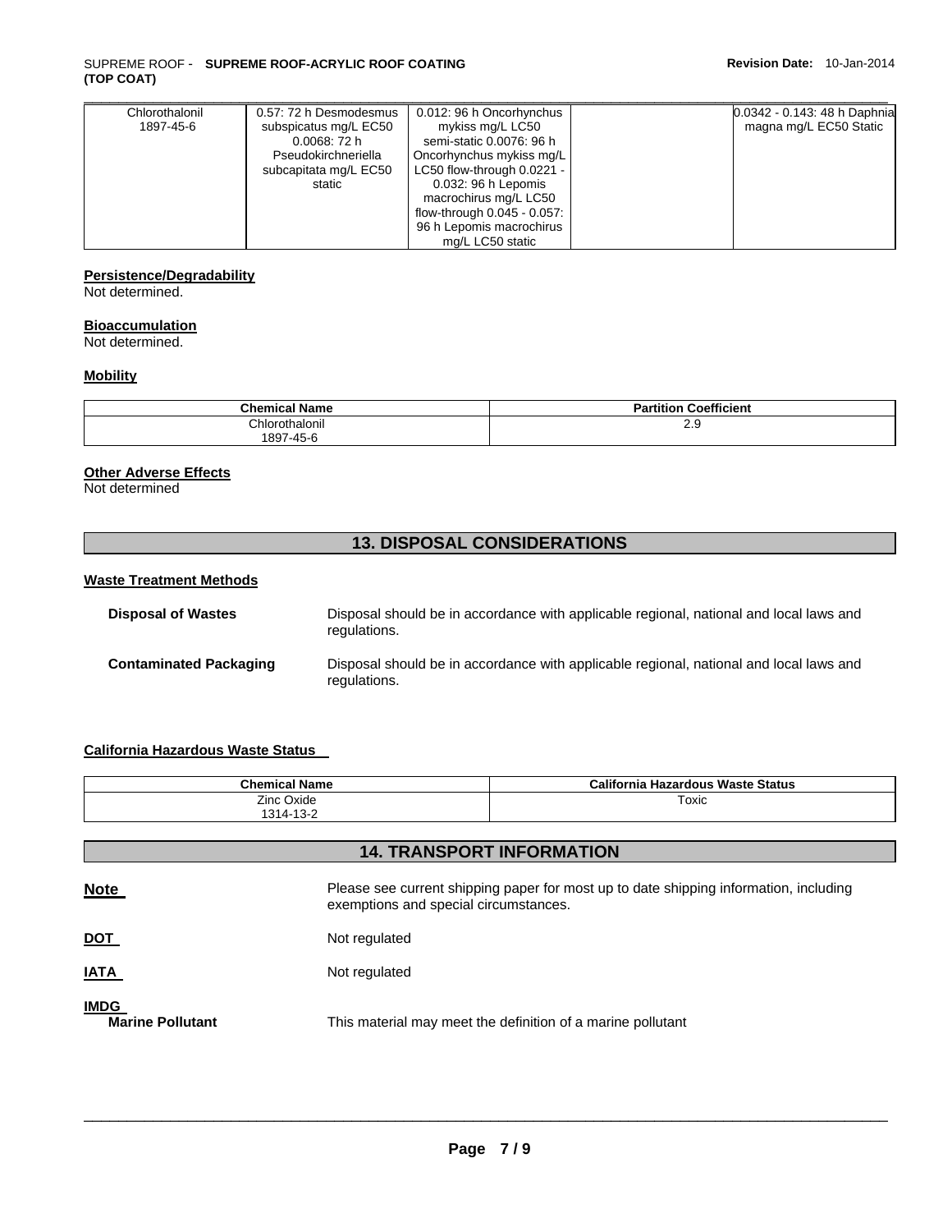| Chlorothalonil 1897-45-6 | 0.57: 72 h Desmodesmus subspicatus mg/L EC50 0.0068: 72 h Pseudokirchneriella subcapitata mg/L EC50 static | 0.012: 96 h Oncorhynchus mykiss mg/L LC50 semi-static 0.0076: 96 h Oncorhynchus mykiss mg/L LC50 flow-through 0.0221 - 0.032: 96 h Lepomis macrochirus mg/L LC50 flow-through 0.045 - 0.057: 96 h Lepomis macrochirus mg/L LC50 static | | 0.0342 - 0.143: 48 h Daphnia magna mg/L EC50 Static |
|---|---|---|---|---|

**Persistence/Degradability**

Not determined.

**Bioaccumulation**

Not determined.

**Mobility**

| Chemical Name | Partition Coefficient |
|---|---|
| Chlorothalonil 1897-45-6 | 2.9 |

**Other Adverse Effects**

Not determined

## 13. DISPOSAL CONSIDERATIONS

**Waste Treatment Methods**

**Disposal of Wastes** Disposal should be in accordance with applicable regional, national and local laws and regulations.

**Contaminated Packaging** Disposal should be in accordance with applicable regional, national and local laws and regulations.

**California Hazardous Waste Status**

| Chemical Name | California Hazardous Waste Status |
|---|---|
| Zinc Oxide 1314-13-2 | Toxic |

## 14. TRANSPORT INFORMATION

**Note** Please see current shipping paper for most up to date shipping information, including exemptions and special circumstances.

**DOT** Not regulated

**IATA** Not regulated

**IMDG**

**Marine Pollutant** This material may meet the definition of a marine pollutant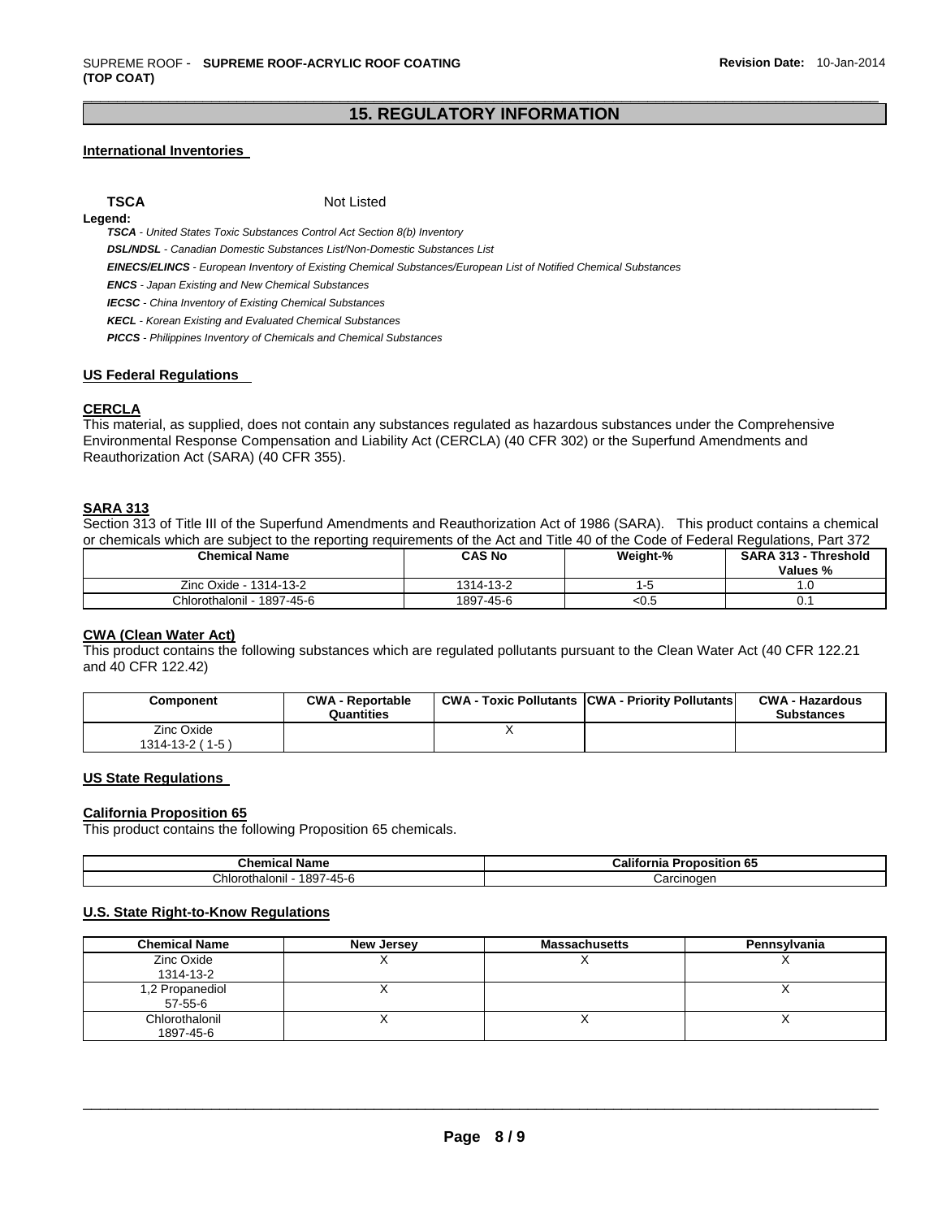## 15. REGULATORY INFORMATION

### International Inventories

**TSCA** Not Listed

**Legend:**

***TSCA*** *- United States Toxic Substances Control Act Section 8(b) Inventory*
***DSL/NDSL*** *- Canadian Domestic Substances List/Non-Domestic Substances List*
***EINECS/ELINCS*** *- European Inventory of Existing Chemical Substances/European List of Notified Chemical Substances*
***ENCS*** *- Japan Existing and New Chemical Substances*
***IECSC*** *- China Inventory of Existing Chemical Substances*
***KECL*** *- Korean Existing and Evaluated Chemical Substances*
***PICCS*** *- Philippines Inventory of Chemicals and Chemical Substances*

### US Federal Regulations

#### CERCLA

This material, as supplied, does not contain any substances regulated as hazardous substances under the Comprehensive Environmental Response Compensation and Liability Act (CERCLA) (40 CFR 302) or the Superfund Amendments and Reauthorization Act (SARA) (40 CFR 355).

#### SARA 313

Section 313 of Title III of the Superfund Amendments and Reauthorization Act of 1986 (SARA). This product contains a chemical or chemicals which are subject to the reporting requirements of the Act and Title 40 of the Code of Federal Regulations, Part 372

| Chemical Name | CAS No | Weight-% | SARA 313 - Threshold Values % |
|---|---|---|---|
| Zinc Oxide - 1314-13-2 | 1314-13-2 | 1-5 | 1.0 |
| Chlorothalonil - 1897-45-6 | 1897-45-6 | <0.5 | 0.1 |

#### CWA (Clean Water Act)

This product contains the following substances which are regulated pollutants pursuant to the Clean Water Act (40 CFR 122.21 and 40 CFR 122.42)

| Component | CWA - Reportable Quantities | CWA - Toxic Pollutants | CWA - Priority Pollutants | CWA - Hazardous Substances |
|---|---|---|---|---|
| Zinc Oxide 1314-13-2 ( 1-5 ) | | X | | |

### US State Regulations

#### California Proposition 65

This product contains the following Proposition 65 chemicals.

| Chemical Name | California Proposition 65 |
|---|---|
| Chlorothalonil - 1897-45-6 | Carcinogen |

### U.S. State Right-to-Know Regulations

| Chemical Name | New Jersey | Massachusetts | Pennsylvania |
|---|---|---|---|
| Zinc Oxide 1314-13-2 | X | X | X |
| 1,2 Propanediol 57-55-6 | X | | X |
| Chlorothalonil 1897-45-6 | X | X | X |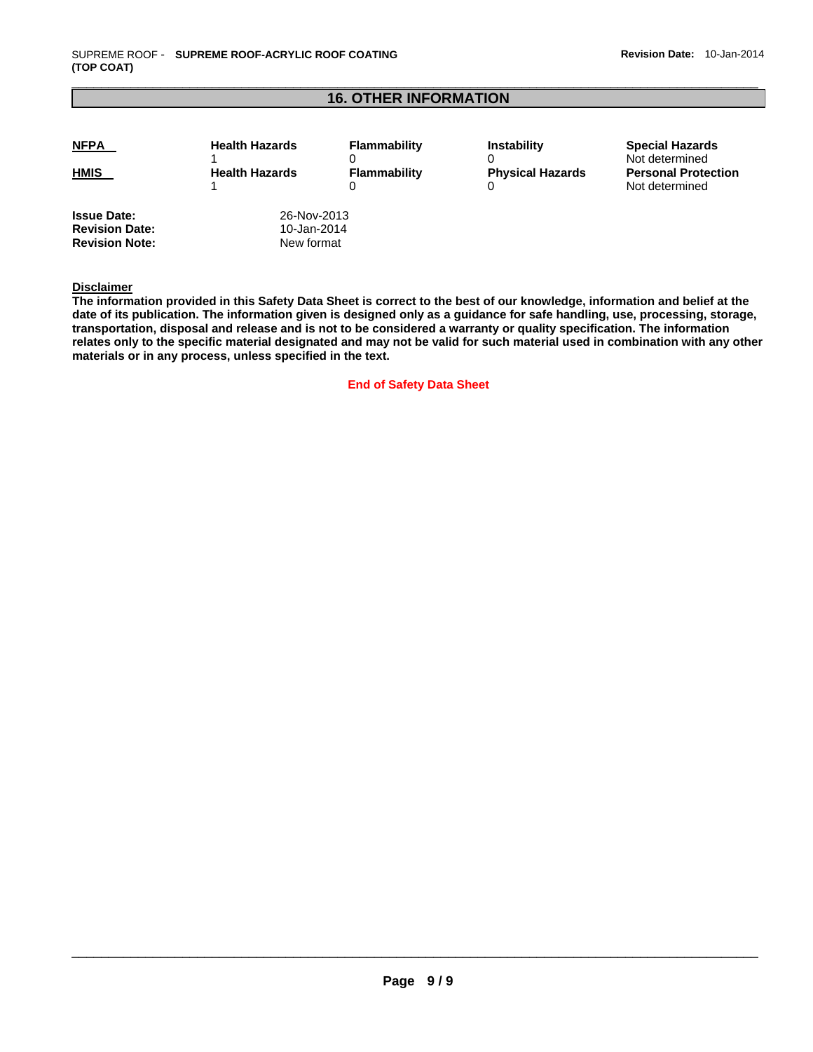## 16. OTHER INFORMATION

| | | | | |
|---|---|---|---|---|
| **NFPA** | **Health Hazards** 1 | **Flammability** 0 | **Instability** 0 | **Special Hazards** Not determined |
| **HMIS** | **Health Hazards** 1 | **Flammability** 0 | **Physical Hazards** 0 | **Personal Protection** Not determined |

**Issue Date:** 26-Nov-2013
**Revision Date:** 10-Jan-2014
**Revision Note:** New format

**Disclaimer**

**The information provided in this Safety Data Sheet is correct to the best of our knowledge, information and belief at the date of its publication. The information given is designed only as a guidance for safe handling, use, processing, storage, transportation, disposal and release and is not to be considered a warranty or quality specification. The information relates only to the specific material designated and may not be valid for such material used in combination with any other materials or in any process, unless specified in the text.**

**End of Safety Data Sheet**